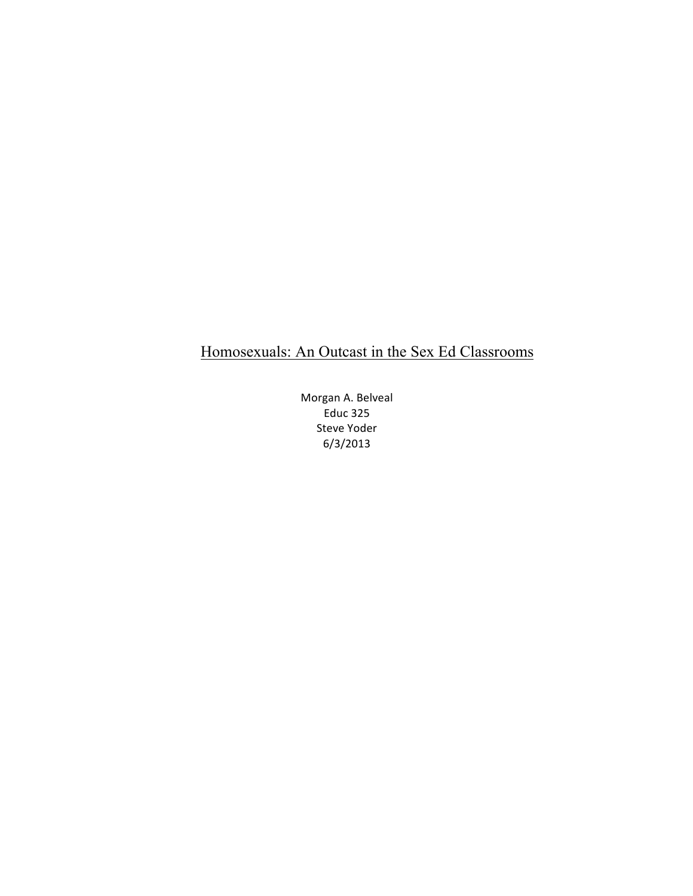# Homosexuals: An Outcast in the Sex Ed Classrooms

Morgan A. Belveal
Educ 325
Steve Yoder
6/3/2013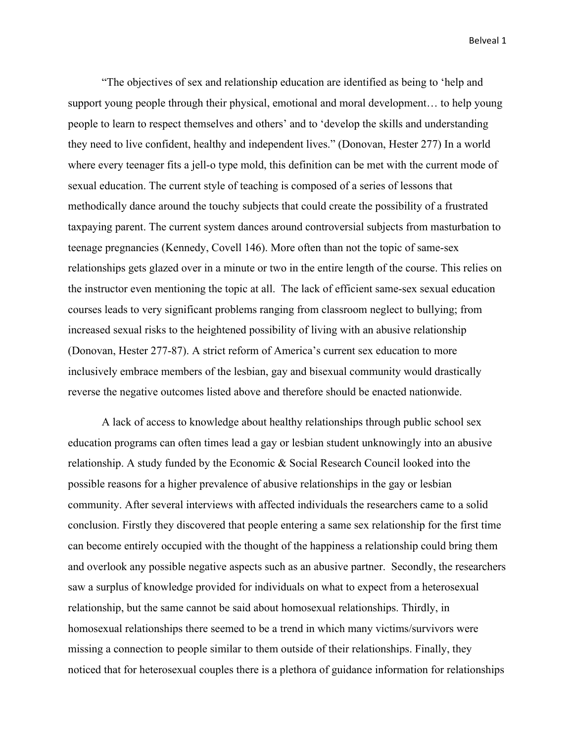"The objectives of sex and relationship education are identified as being to 'help and support young people through their physical, emotional and moral development… to help young people to learn to respect themselves and others' and to 'develop the skills and understanding they need to live confident, healthy and independent lives." (Donovan, Hester 277) In a world where every teenager fits a jell-o type mold, this definition can be met with the current mode of sexual education. The current style of teaching is composed of a series of lessons that methodically dance around the touchy subjects that could create the possibility of a frustrated taxpaying parent. The current system dances around controversial subjects from masturbation to teenage pregnancies (Kennedy, Covell 146). More often than not the topic of same-sex relationships gets glazed over in a minute or two in the entire length of the course. This relies on the instructor even mentioning the topic at all. The lack of efficient same-sex sexual education courses leads to very significant problems ranging from classroom neglect to bullying; from increased sexual risks to the heightened possibility of living with an abusive relationship (Donovan, Hester 277-87). A strict reform of America's current sex education to more inclusively embrace members of the lesbian, gay and bisexual community would drastically reverse the negative outcomes listed above and therefore should be enacted nationwide.

A lack of access to knowledge about healthy relationships through public school sex education programs can often times lead a gay or lesbian student unknowingly into an abusive relationship. A study funded by the Economic & Social Research Council looked into the possible reasons for a higher prevalence of abusive relationships in the gay or lesbian community. After several interviews with affected individuals the researchers came to a solid conclusion. Firstly they discovered that people entering a same sex relationship for the first time can become entirely occupied with the thought of the happiness a relationship could bring them and overlook any possible negative aspects such as an abusive partner. Secondly, the researchers saw a surplus of knowledge provided for individuals on what to expect from a heterosexual relationship, but the same cannot be said about homosexual relationships. Thirdly, in homosexual relationships there seemed to be a trend in which many victims/survivors were missing a connection to people similar to them outside of their relationships. Finally, they noticed that for heterosexual couples there is a plethora of guidance information for relationships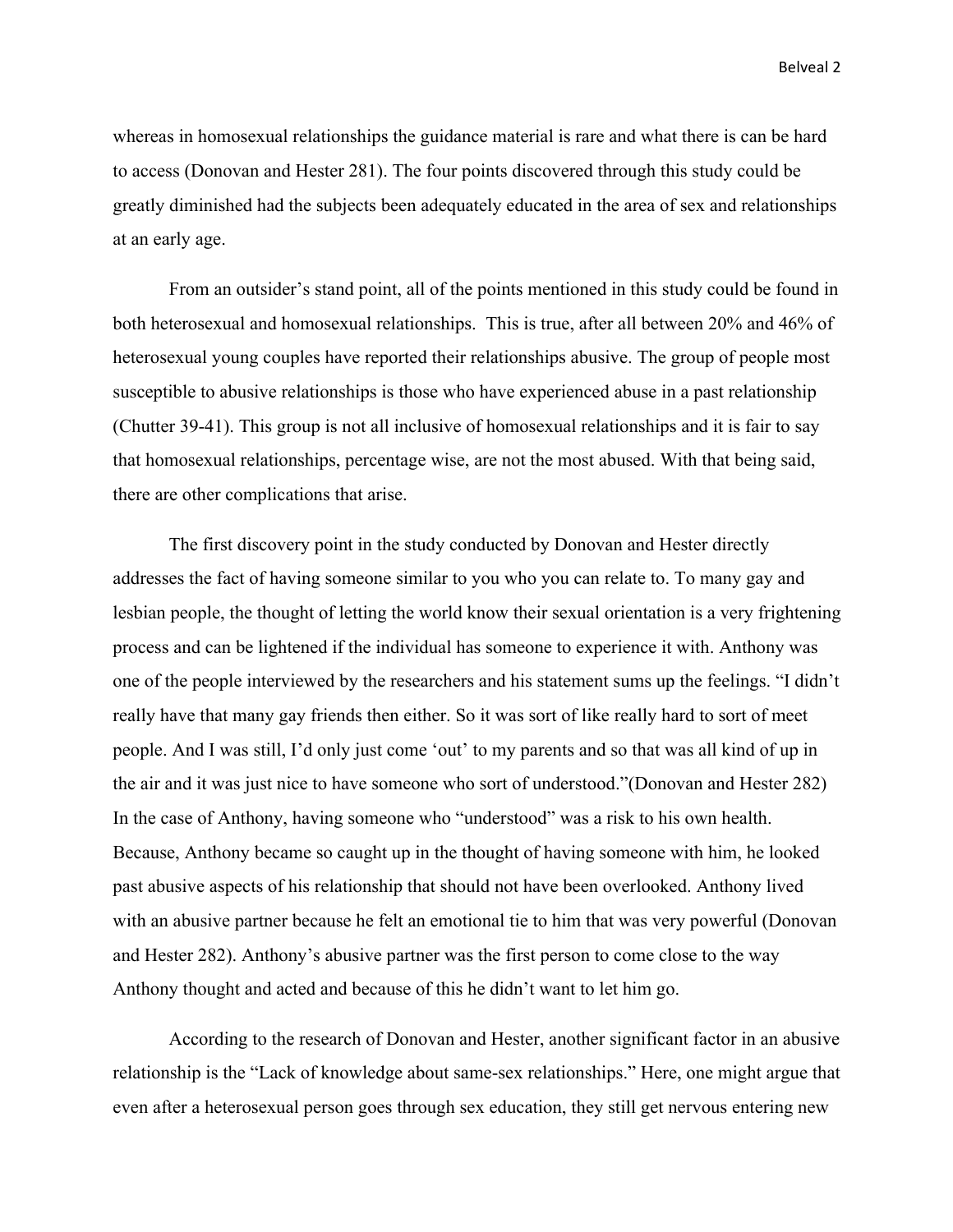whereas in homosexual relationships the guidance material is rare and what there is can be hard to access (Donovan and Hester 281). The four points discovered through this study could be greatly diminished had the subjects been adequately educated in the area of sex and relationships at an early age.

From an outsider's stand point, all of the points mentioned in this study could be found in both heterosexual and homosexual relationships. This is true, after all between 20% and 46% of heterosexual young couples have reported their relationships abusive. The group of people most susceptible to abusive relationships is those who have experienced abuse in a past relationship (Chutter 39-41). This group is not all inclusive of homosexual relationships and it is fair to say that homosexual relationships, percentage wise, are not the most abused. With that being said, there are other complications that arise.

The first discovery point in the study conducted by Donovan and Hester directly addresses the fact of having someone similar to you who you can relate to. To many gay and lesbian people, the thought of letting the world know their sexual orientation is a very frightening process and can be lightened if the individual has someone to experience it with. Anthony was one of the people interviewed by the researchers and his statement sums up the feelings. "I didn't really have that many gay friends then either. So it was sort of like really hard to sort of meet people. And I was still, I'd only just come 'out' to my parents and so that was all kind of up in the air and it was just nice to have someone who sort of understood."(Donovan and Hester 282) In the case of Anthony, having someone who "understood" was a risk to his own health. Because, Anthony became so caught up in the thought of having someone with him, he looked past abusive aspects of his relationship that should not have been overlooked. Anthony lived with an abusive partner because he felt an emotional tie to him that was very powerful (Donovan and Hester 282). Anthony's abusive partner was the first person to come close to the way Anthony thought and acted and because of this he didn't want to let him go.

According to the research of Donovan and Hester, another significant factor in an abusive relationship is the "Lack of knowledge about same-sex relationships." Here, one might argue that even after a heterosexual person goes through sex education, they still get nervous entering new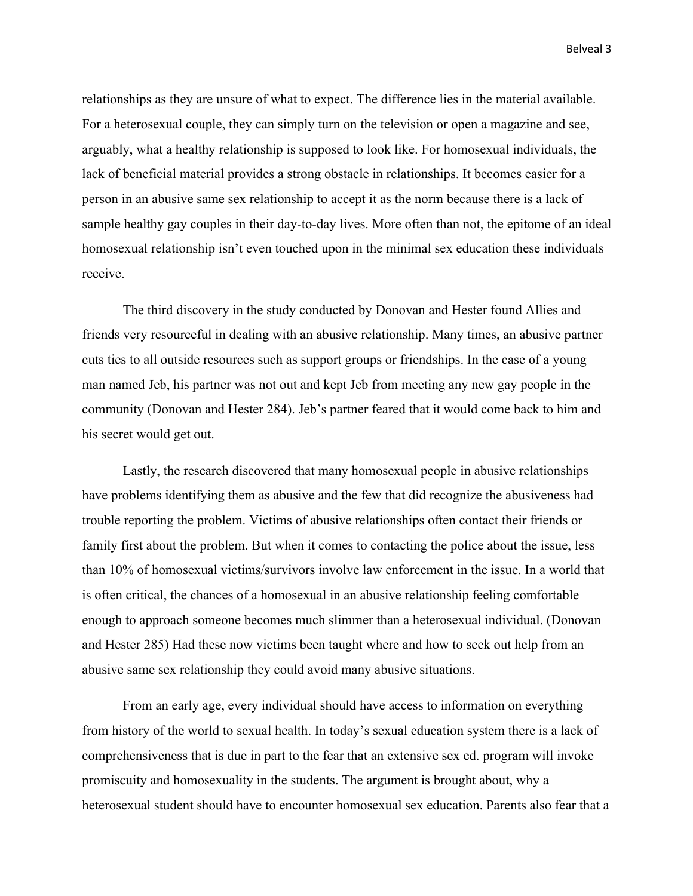relationships as they are unsure of what to expect. The difference lies in the material available. For a heterosexual couple, they can simply turn on the television or open a magazine and see, arguably, what a healthy relationship is supposed to look like. For homosexual individuals, the lack of beneficial material provides a strong obstacle in relationships. It becomes easier for a person in an abusive same sex relationship to accept it as the norm because there is a lack of sample healthy gay couples in their day-to-day lives. More often than not, the epitome of an ideal homosexual relationship isn't even touched upon in the minimal sex education these individuals receive.

The third discovery in the study conducted by Donovan and Hester found Allies and friends very resourceful in dealing with an abusive relationship. Many times, an abusive partner cuts ties to all outside resources such as support groups or friendships. In the case of a young man named Jeb, his partner was not out and kept Jeb from meeting any new gay people in the community (Donovan and Hester 284). Jeb's partner feared that it would come back to him and his secret would get out.

Lastly, the research discovered that many homosexual people in abusive relationships have problems identifying them as abusive and the few that did recognize the abusiveness had trouble reporting the problem. Victims of abusive relationships often contact their friends or family first about the problem. But when it comes to contacting the police about the issue, less than 10% of homosexual victims/survivors involve law enforcement in the issue. In a world that is often critical, the chances of a homosexual in an abusive relationship feeling comfortable enough to approach someone becomes much slimmer than a heterosexual individual. (Donovan and Hester 285) Had these now victims been taught where and how to seek out help from an abusive same sex relationship they could avoid many abusive situations.

From an early age, every individual should have access to information on everything from history of the world to sexual health. In today's sexual education system there is a lack of comprehensiveness that is due in part to the fear that an extensive sex ed. program will invoke promiscuity and homosexuality in the students. The argument is brought about, why a heterosexual student should have to encounter homosexual sex education. Parents also fear that a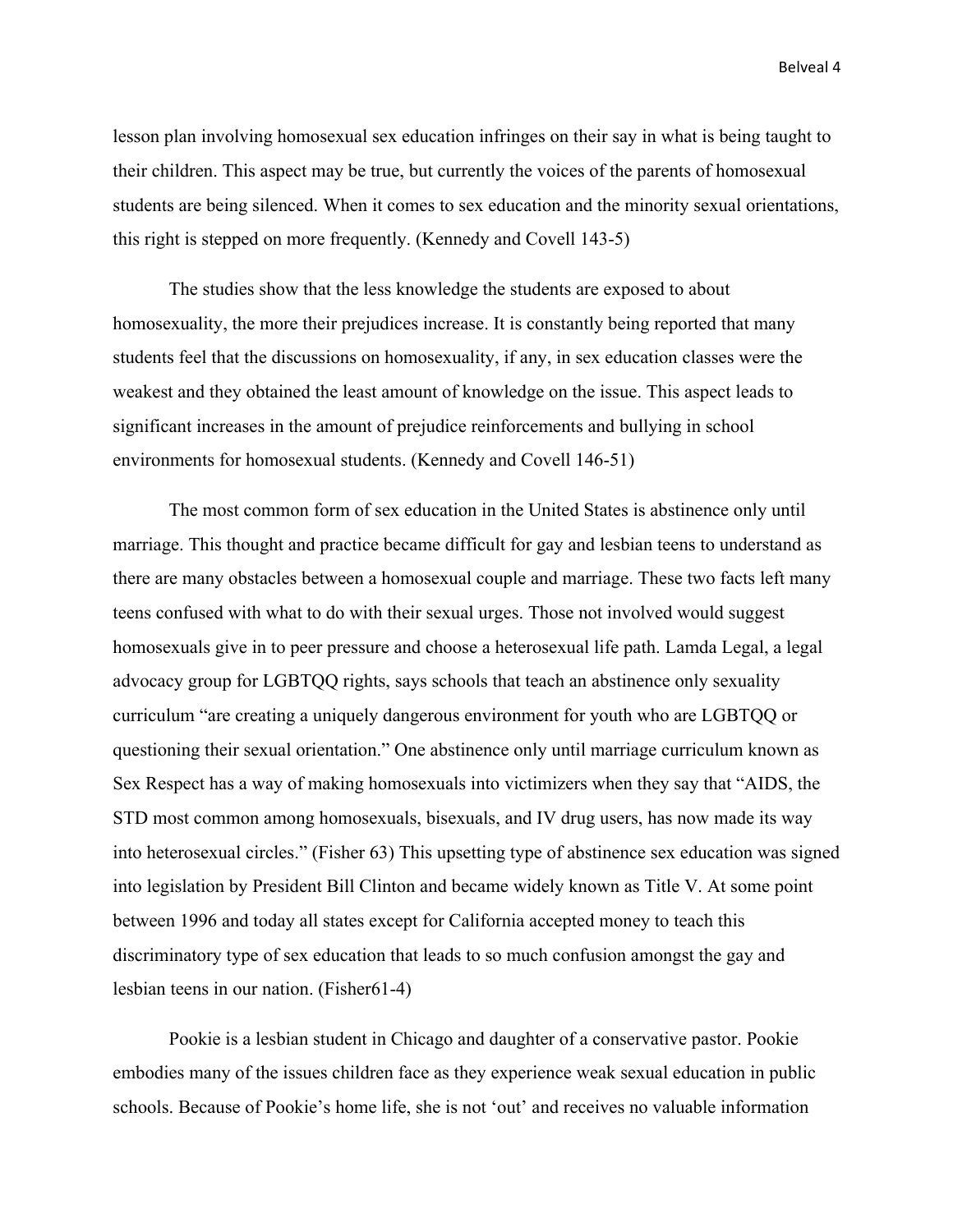lesson plan involving homosexual sex education infringes on their say in what is being taught to their children. This aspect may be true, but currently the voices of the parents of homosexual students are being silenced. When it comes to sex education and the minority sexual orientations, this right is stepped on more frequently. (Kennedy and Covell 143-5)

The studies show that the less knowledge the students are exposed to about homosexuality, the more their prejudices increase. It is constantly being reported that many students feel that the discussions on homosexuality, if any, in sex education classes were the weakest and they obtained the least amount of knowledge on the issue. This aspect leads to significant increases in the amount of prejudice reinforcements and bullying in school environments for homosexual students. (Kennedy and Covell 146-51)

The most common form of sex education in the United States is abstinence only until marriage. This thought and practice became difficult for gay and lesbian teens to understand as there are many obstacles between a homosexual couple and marriage. These two facts left many teens confused with what to do with their sexual urges. Those not involved would suggest homosexuals give in to peer pressure and choose a heterosexual life path. Lamda Legal, a legal advocacy group for LGBTQQ rights, says schools that teach an abstinence only sexuality curriculum "are creating a uniquely dangerous environment for youth who are LGBTQQ or questioning their sexual orientation." One abstinence only until marriage curriculum known as Sex Respect has a way of making homosexuals into victimizers when they say that "AIDS, the STD most common among homosexuals, bisexuals, and IV drug users, has now made its way into heterosexual circles." (Fisher 63) This upsetting type of abstinence sex education was signed into legislation by President Bill Clinton and became widely known as Title V. At some point between 1996 and today all states except for California accepted money to teach this discriminatory type of sex education that leads to so much confusion amongst the gay and lesbian teens in our nation. (Fisher61-4)

Pookie is a lesbian student in Chicago and daughter of a conservative pastor. Pookie embodies many of the issues children face as they experience weak sexual education in public schools. Because of Pookie's home life, she is not 'out' and receives no valuable information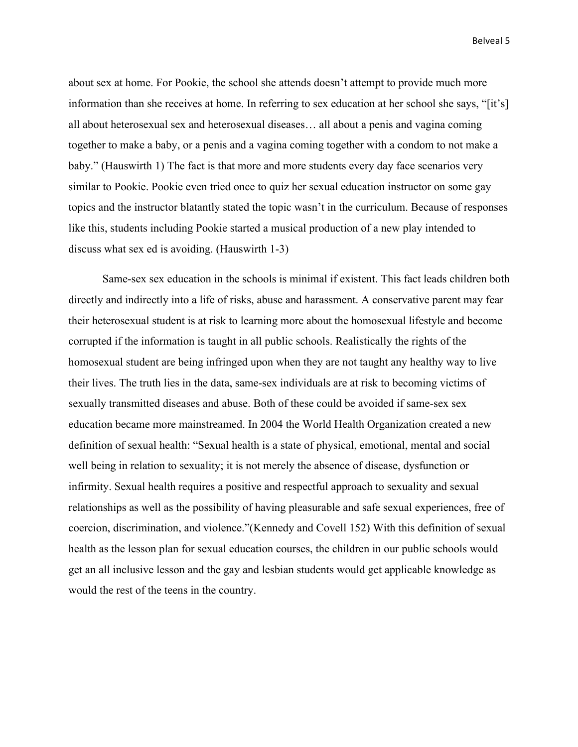about sex at home. For Pookie, the school she attends doesn't attempt to provide much more information than she receives at home. In referring to sex education at her school she says, "[it's] all about heterosexual sex and heterosexual diseases… all about a penis and vagina coming together to make a baby, or a penis and a vagina coming together with a condom to not make a baby." (Hauswirth 1) The fact is that more and more students every day face scenarios very similar to Pookie. Pookie even tried once to quiz her sexual education instructor on some gay topics and the instructor blatantly stated the topic wasn't in the curriculum. Because of responses like this, students including Pookie started a musical production of a new play intended to discuss what sex ed is avoiding. (Hauswirth 1-3)

Same-sex sex education in the schools is minimal if existent. This fact leads children both directly and indirectly into a life of risks, abuse and harassment. A conservative parent may fear their heterosexual student is at risk to learning more about the homosexual lifestyle and become corrupted if the information is taught in all public schools. Realistically the rights of the homosexual student are being infringed upon when they are not taught any healthy way to live their lives. The truth lies in the data, same-sex individuals are at risk to becoming victims of sexually transmitted diseases and abuse. Both of these could be avoided if same-sex sex education became more mainstreamed. In 2004 the World Health Organization created a new definition of sexual health: "Sexual health is a state of physical, emotional, mental and social well being in relation to sexuality; it is not merely the absence of disease, dysfunction or infirmity. Sexual health requires a positive and respectful approach to sexuality and sexual relationships as well as the possibility of having pleasurable and safe sexual experiences, free of coercion, discrimination, and violence."(Kennedy and Covell 152) With this definition of sexual health as the lesson plan for sexual education courses, the children in our public schools would get an all inclusive lesson and the gay and lesbian students would get applicable knowledge as would the rest of the teens in the country.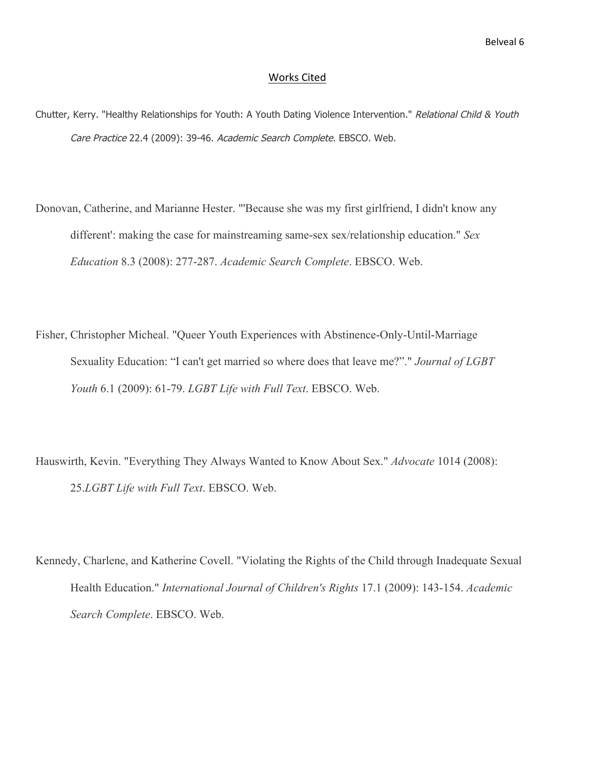## Works Cited

Chutter, Kerry. "Healthy Relationships for Youth: A Youth Dating Violence Intervention." *Relational Child & Youth Care Practice* 22.4 (2009): 39-46. *Academic Search Complete*. EBSCO. Web.

Donovan, Catherine, and Marianne Hester. "'Because she was my first girlfriend, I didn't know any different': making the case for mainstreaming same-sex sex/relationship education." *Sex Education* 8.3 (2008): 277-287. *Academic Search Complete*. EBSCO. Web.

Fisher, Christopher Micheal. "Queer Youth Experiences with Abstinence-Only-Until-Marriage Sexuality Education: "I can't get married so where does that leave me?"." *Journal of LGBT Youth* 6.1 (2009): 61-79. *LGBT Life with Full Text*. EBSCO. Web.

Hauswirth, Kevin. "Everything They Always Wanted to Know About Sex." *Advocate* 1014 (2008): 25.*LGBT Life with Full Text*. EBSCO. Web.

Kennedy, Charlene, and Katherine Covell. "Violating the Rights of the Child through Inadequate Sexual Health Education." *International Journal of Children's Rights* 17.1 (2009): 143-154. *Academic Search Complete*. EBSCO. Web.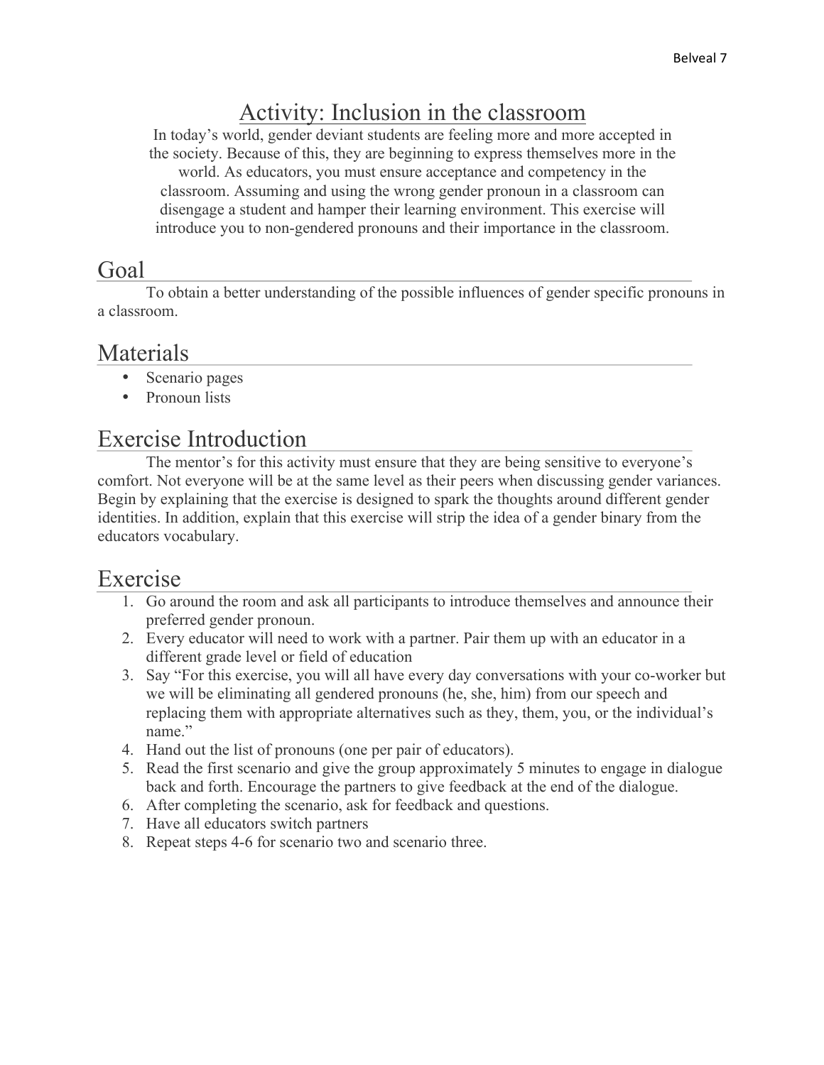# Activity: Inclusion in the classroom

In today's world, gender deviant students are feeling more and more accepted in the society. Because of this, they are beginning to express themselves more in the world. As educators, you must ensure acceptance and competency in the classroom. Assuming and using the wrong gender pronoun in a classroom can disengage a student and hamper their learning environment. This exercise will introduce you to non-gendered pronouns and their importance in the classroom.

## Goal

To obtain a better understanding of the possible influences of gender specific pronouns in a classroom.

## Materials

- Scenario pages
- Pronoun lists

## Exercise Introduction

The mentor's for this activity must ensure that they are being sensitive to everyone's comfort. Not everyone will be at the same level as their peers when discussing gender variances. Begin by explaining that the exercise is designed to spark the thoughts around different gender identities. In addition, explain that this exercise will strip the idea of a gender binary from the educators vocabulary.

## Exercise

1. Go around the room and ask all participants to introduce themselves and announce their preferred gender pronoun.
2. Every educator will need to work with a partner. Pair them up with an educator in a different grade level or field of education
3. Say "For this exercise, you will all have every day conversations with your co-worker but we will be eliminating all gendered pronouns (he, she, him) from our speech and replacing them with appropriate alternatives such as they, them, you, or the individual's name."
4. Hand out the list of pronouns (one per pair of educators).
5. Read the first scenario and give the group approximately 5 minutes to engage in dialogue back and forth. Encourage the partners to give feedback at the end of the dialogue.
6. After completing the scenario, ask for feedback and questions.
7. Have all educators switch partners
8. Repeat steps 4-6 for scenario two and scenario three.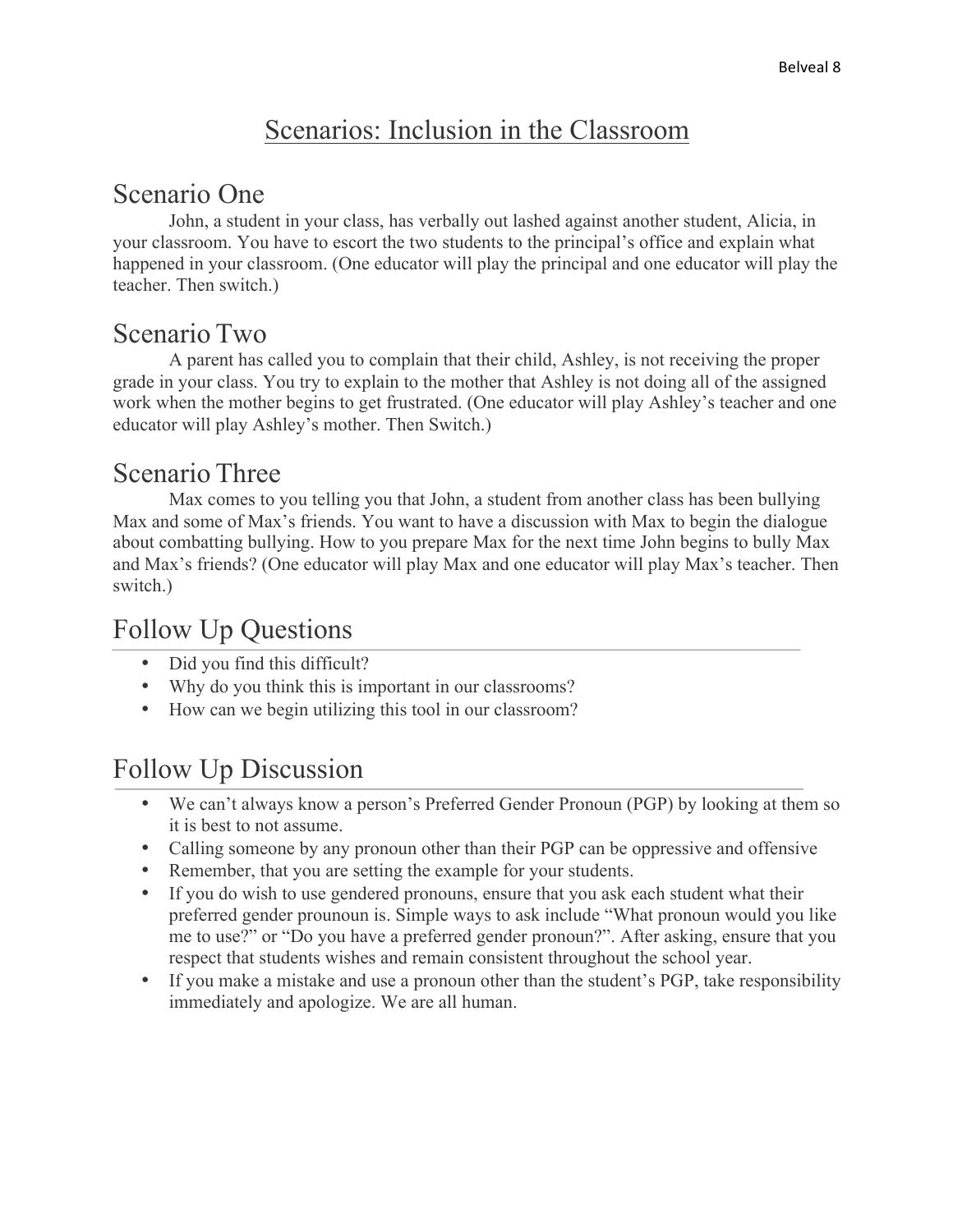# Scenarios: Inclusion in the Classroom

## Scenario One

John, a student in your class, has verbally out lashed against another student, Alicia, in your classroom. You have to escort the two students to the principal's office and explain what happened in your classroom. (One educator will play the principal and one educator will play the teacher. Then switch.)

## Scenario Two

A parent has called you to complain that their child, Ashley, is not receiving the proper grade in your class. You try to explain to the mother that Ashley is not doing all of the assigned work when the mother begins to get frustrated. (One educator will play Ashley's teacher and one educator will play Ashley's mother. Then Switch.)

## Scenario Three

Max comes to you telling you that John, a student from another class has been bullying Max and some of Max's friends. You want to have a discussion with Max to begin the dialogue about combatting bullying. How to you prepare Max for the next time John begins to bully Max and Max's friends? (One educator will play Max and one educator will play Max's teacher. Then switch.)

## Follow Up Questions

- Did you find this difficult?
- Why do you think this is important in our classrooms?
- How can we begin utilizing this tool in our classroom?

## Follow Up Discussion

- We can't always know a person's Preferred Gender Pronoun (PGP) by looking at them so it is best to not assume.
- Calling someone by any pronoun other than their PGP can be oppressive and offensive
- Remember, that you are setting the example for your students.
- If you do wish to use gendered pronouns, ensure that you ask each student what their preferred gender prounoun is. Simple ways to ask include "What pronoun would you like me to use?" or "Do you have a preferred gender pronoun?". After asking, ensure that you respect that students wishes and remain consistent throughout the school year.
- If you make a mistake and use a pronoun other than the student's PGP, take responsibility immediately and apologize. We are all human.